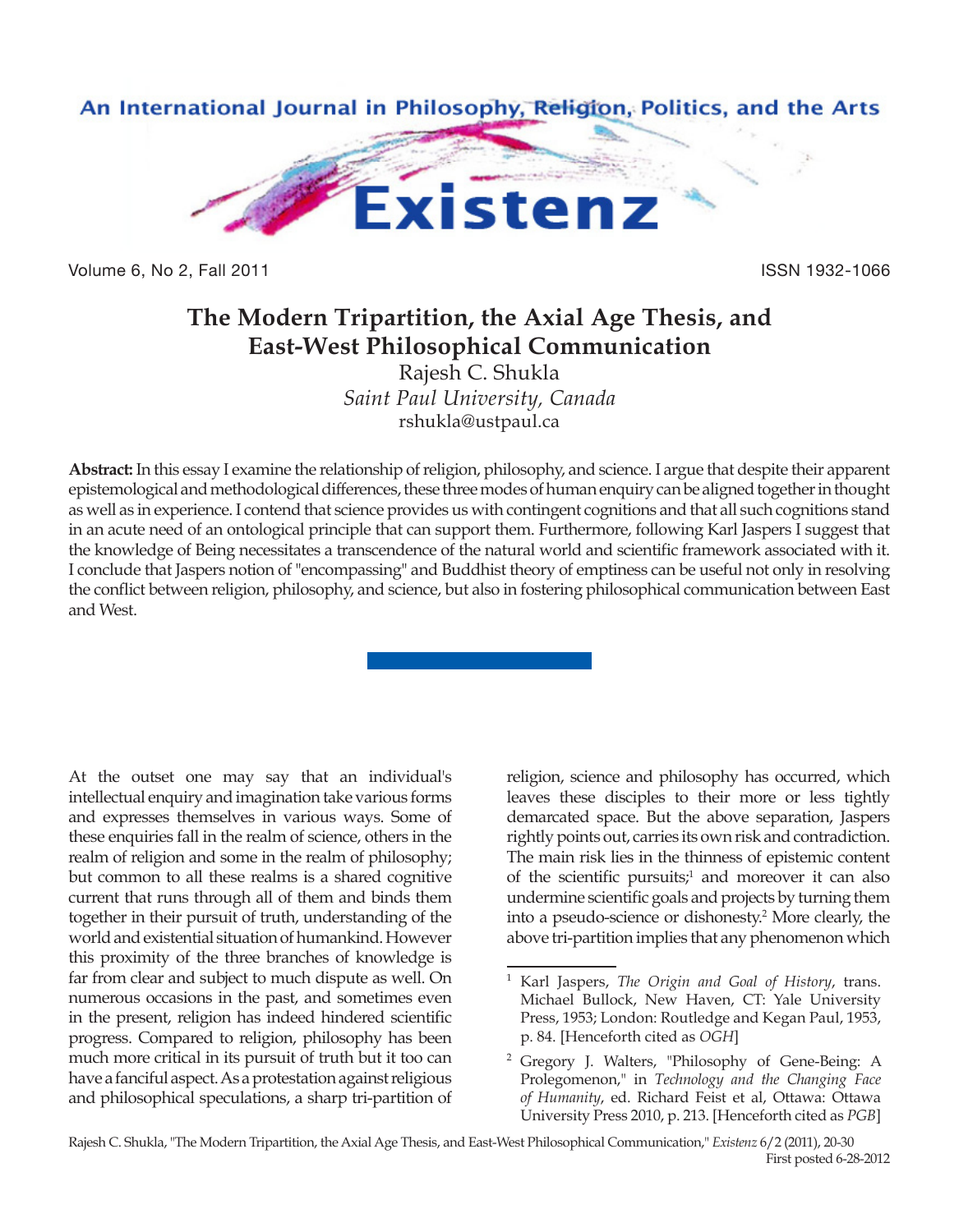# The Modern Tripartition, the Axial Age Thesis, and East-West Philosophical Communication

Rajesh C. Shukla
*Saint Paul University, Canada*
rshukla@ustpaul.ca

**Abstract:** In this essay I examine the relationship of religion, philosophy, and science. I argue that despite their apparent epistemological and methodological differences, these three modes of human enquiry can be aligned together in thought as well as in experience. I contend that science provides us with contingent cognitions and that all such cognitions stand in an acute need of an ontological principle that can support them. Furthermore, following Karl Jaspers I suggest that the knowledge of Being necessitates a transcendence of the natural world and scientific framework associated with it. I conclude that Jaspers notion of "encompassing" and Buddhist theory of emptiness can be useful not only in resolving the conflict between religion, philosophy, and science, but also in fostering philosophical communication between East and West.

At the outset one may say that an individual's intellectual enquiry and imagination take various forms and expresses themselves in various ways. Some of these enquiries fall in the realm of science, others in the realm of religion and some in the realm of philosophy; but common to all these realms is a shared cognitive current that runs through all of them and binds them together in their pursuit of truth, understanding of the world and existential situation of humankind. However this proximity of the three branches of knowledge is far from clear and subject to much dispute as well. On numerous occasions in the past, and sometimes even in the present, religion has indeed hindered scientific progress. Compared to religion, philosophy has been much more critical in its pursuit of truth but it too can have a fanciful aspect. As a protestation against religious and philosophical speculations, a sharp tri-partition of religion, science and philosophy has occurred, which leaves these disciples to their more or less tightly demarcated space. But the above separation, Jaspers rightly points out, carries its own risk and contradiction. The main risk lies in the thinness of epistemic content of the scientific pursuits;[1] and moreover it can also undermine scientific goals and projects by turning them into a pseudo-science or dishonesty.[2] More clearly, the above tri-partition implies that any phenomenon which

[1] Karl Jaspers, *The Origin and Goal of History*, trans. Michael Bullock, New Haven, CT: Yale University Press, 1953; London: Routledge and Kegan Paul, 1953, p. 84. [Henceforth cited as *OGH*]

[2] Gregory J. Walters, "Philosophy of Gene-Being: A Prolegomenon," in *Technology and the Changing Face of Humanity*, ed. Richard Feist et al, Ottawa: Ottawa University Press 2010, p. 213. [Henceforth cited as *PGB*]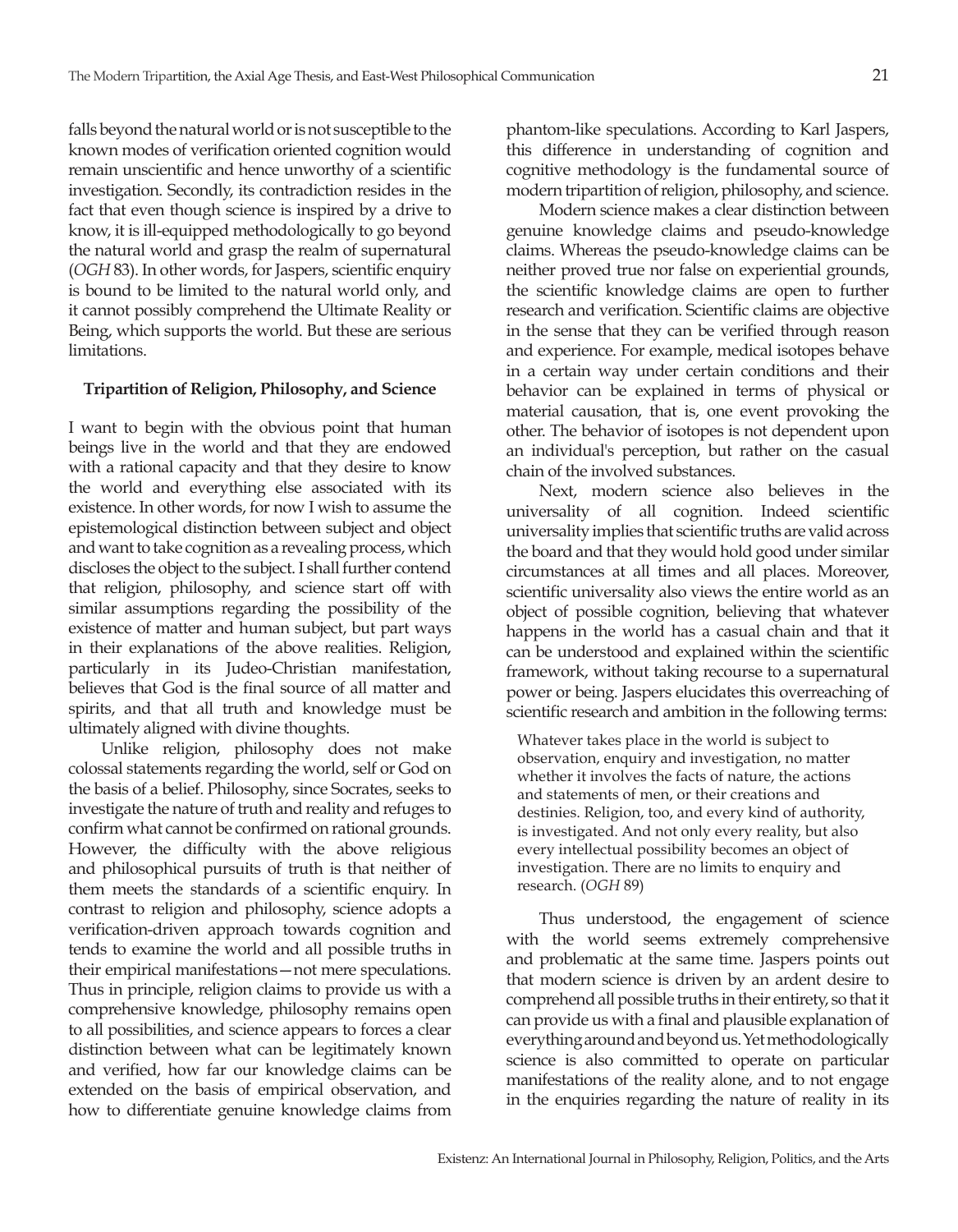falls beyond the natural world or is not susceptible to the known modes of verification oriented cognition would remain unscientific and hence unworthy of a scientific investigation. Secondly, its contradiction resides in the fact that even though science is inspired by a drive to know, it is ill-equipped methodologically to go beyond the natural world and grasp the realm of supernatural (*OGH* 83). In other words, for Jaspers, scientific enquiry is bound to be limited to the natural world only, and it cannot possibly comprehend the Ultimate Reality or Being, which supports the world. But these are serious limitations.

### Tripartition of Religion, Philosophy, and Science

I want to begin with the obvious point that human beings live in the world and that they are endowed with a rational capacity and that they desire to know the world and everything else associated with its existence. In other words, for now I wish to assume the epistemological distinction between subject and object and want to take cognition as a revealing process, which discloses the object to the subject. I shall further contend that religion, philosophy, and science start off with similar assumptions regarding the possibility of the existence of matter and human subject, but part ways in their explanations of the above realities. Religion, particularly in its Judeo-Christian manifestation, believes that God is the final source of all matter and spirits, and that all truth and knowledge must be ultimately aligned with divine thoughts.

Unlike religion, philosophy does not make colossal statements regarding the world, self or God on the basis of a belief. Philosophy, since Socrates, seeks to investigate the nature of truth and reality and refuges to confirm what cannot be confirmed on rational grounds. However, the difficulty with the above religious and philosophical pursuits of truth is that neither of them meets the standards of a scientific enquiry. In contrast to religion and philosophy, science adopts a verification-driven approach towards cognition and tends to examine the world and all possible truths in their empirical manifestations—not mere speculations. Thus in principle, religion claims to provide us with a comprehensive knowledge, philosophy remains open to all possibilities, and science appears to forces a clear distinction between what can be legitimately known and verified, how far our knowledge claims can be extended on the basis of empirical observation, and how to differentiate genuine knowledge claims from phantom-like speculations. According to Karl Jaspers, this difference in understanding of cognition and cognitive methodology is the fundamental source of modern tripartition of religion, philosophy, and science.

Modern science makes a clear distinction between genuine knowledge claims and pseudo-knowledge claims. Whereas the pseudo-knowledge claims can be neither proved true nor false on experiential grounds, the scientific knowledge claims are open to further research and verification. Scientific claims are objective in the sense that they can be verified through reason and experience. For example, medical isotopes behave in a certain way under certain conditions and their behavior can be explained in terms of physical or material causation, that is, one event provoking the other. The behavior of isotopes is not dependent upon an individual's perception, but rather on the casual chain of the involved substances.

Next, modern science also believes in the universality of all cognition. Indeed scientific universality implies that scientific truths are valid across the board and that they would hold good under similar circumstances at all times and all places. Moreover, scientific universality also views the entire world as an object of possible cognition, believing that whatever happens in the world has a casual chain and that it can be understood and explained within the scientific framework, without taking recourse to a supernatural power or being. Jaspers elucidates this overreaching of scientific research and ambition in the following terms:

> Whatever takes place in the world is subject to observation, enquiry and investigation, no matter whether it involves the facts of nature, the actions and statements of men, or their creations and destinies. Religion, too, and every kind of authority, is investigated. And not only every reality, but also every intellectual possibility becomes an object of investigation. There are no limits to enquiry and research. (*OGH* 89)

Thus understood, the engagement of science with the world seems extremely comprehensive and problematic at the same time. Jaspers points out that modern science is driven by an ardent desire to comprehend all possible truths in their entirety, so that it can provide us with a final and plausible explanation of everything around and beyond us. Yet methodologically science is also committed to operate on particular manifestations of the reality alone, and to not engage in the enquiries regarding the nature of reality in its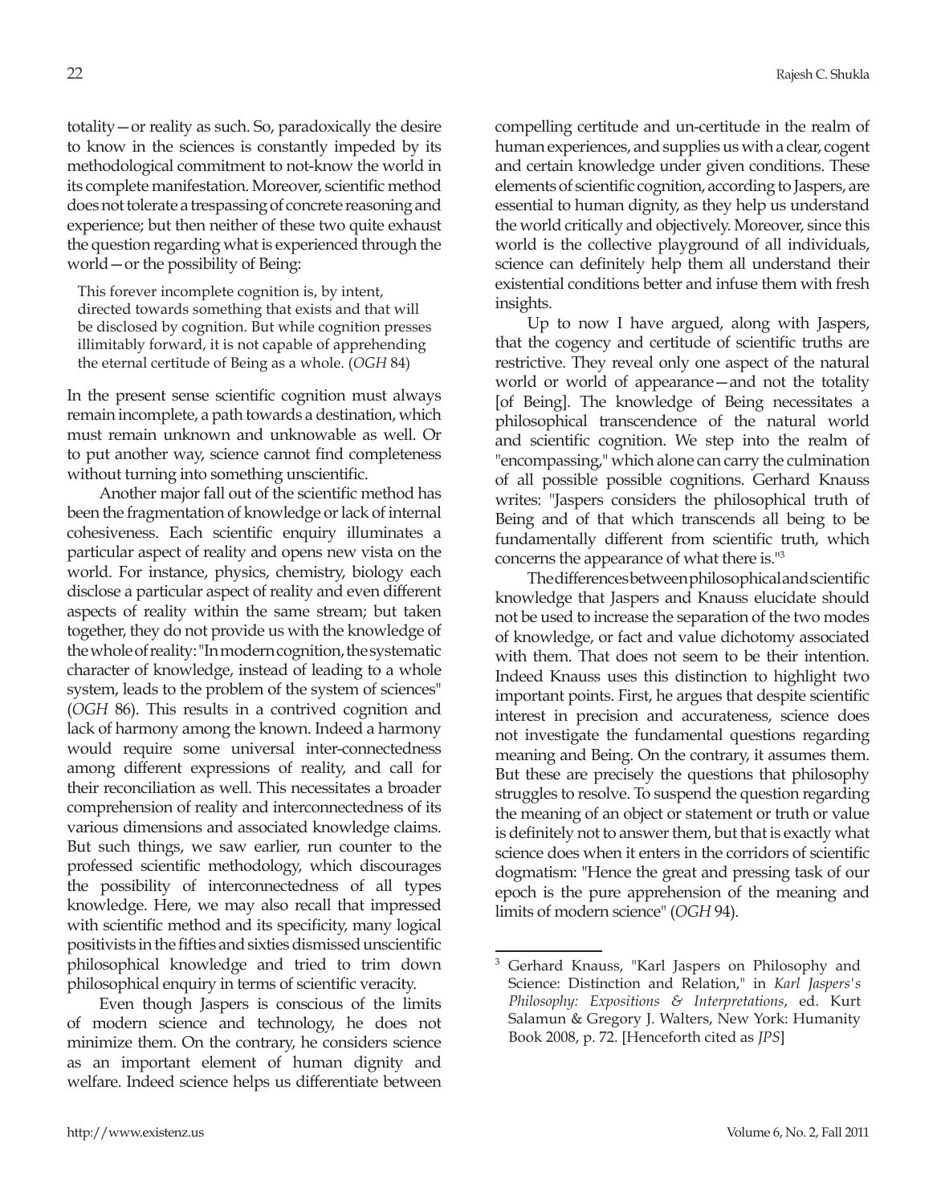totality—or reality as such. So, paradoxically the desire to know in the sciences is constantly impeded by its methodological commitment to not-know the world in its complete manifestation. Moreover, scientific method does not tolerate a trespassing of concrete reasoning and experience; but then neither of these two quite exhaust the question regarding what is experienced through the world—or the possibility of Being:

> This forever incomplete cognition is, by intent, directed towards something that exists and that will be disclosed by cognition. But while cognition presses illimitably forward, it is not capable of apprehending the eternal certitude of Being as a whole. (*OGH* 84)

In the present sense scientific cognition must always remain incomplete, a path towards a destination, which must remain unknown and unknowable as well. Or to put another way, science cannot find completeness without turning into something unscientific.

Another major fall out of the scientific method has been the fragmentation of knowledge or lack of internal cohesiveness. Each scientific enquiry illuminates a particular aspect of reality and opens new vista on the world. For instance, physics, chemistry, biology each disclose a particular aspect of reality and even different aspects of reality within the same stream; but taken together, they do not provide us with the knowledge of the whole of reality: "In modern cognition, the systematic character of knowledge, instead of leading to a whole system, leads to the problem of the system of sciences" (*OGH* 86). This results in a contrived cognition and lack of harmony among the known. Indeed a harmony would require some universal inter-connectedness among different expressions of reality, and call for their reconciliation as well. This necessitates a broader comprehension of reality and interconnectedness of its various dimensions and associated knowledge claims. But such things, we saw earlier, run counter to the professed scientific methodology, which discourages the possibility of interconnectedness of all types knowledge. Here, we may also recall that impressed with scientific method and its specificity, many logical positivists in the fifties and sixties dismissed unscientific philosophical knowledge and tried to trim down philosophical enquiry in terms of scientific veracity.

Even though Jaspers is conscious of the limits of modern science and technology, he does not minimize them. On the contrary, he considers science as an important element of human dignity and welfare. Indeed science helps us differentiate between compelling certitude and un-certitude in the realm of human experiences, and supplies us with a clear, cogent and certain knowledge under given conditions. These elements of scientific cognition, according to Jaspers, are essential to human dignity, as they help us understand the world critically and objectively. Moreover, since this world is the collective playground of all individuals, science can definitely help them all understand their existential conditions better and infuse them with fresh insights.

Up to now I have argued, along with Jaspers, that the cogency and certitude of scientific truths are restrictive. They reveal only one aspect of the natural world or world of appearance—and not the totality [of Being]. The knowledge of Being necessitates a philosophical transcendence of the natural world and scientific cognition. We step into the realm of "encompassing," which alone can carry the culmination of all possible possible cognitions. Gerhard Knauss writes: "Jaspers considers the philosophical truth of Being and of that which transcends all being to be fundamentally different from scientific truth, which concerns the appearance of what there is."[3]

The differences between philosophical and scientific knowledge that Jaspers and Knauss elucidate should not be used to increase the separation of the two modes of knowledge, or fact and value dichotomy associated with them. That does not seem to be their intention. Indeed Knauss uses this distinction to highlight two important points. First, he argues that despite scientific interest in precision and accurateness, science does not investigate the fundamental questions regarding meaning and Being. On the contrary, it assumes them. But these are precisely the questions that philosophy struggles to resolve. To suspend the question regarding the meaning of an object or statement or truth or value is definitely not to answer them, but that is exactly what science does when it enters in the corridors of scientific dogmatism: "Hence the great and pressing task of our epoch is the pure apprehension of the meaning and limits of modern science" (*OGH* 94).

---

[3] Gerhard Knauss, "Karl Jaspers on Philosophy and Science: Distinction and Relation," in *Karl Jaspers's Philosophy: Expositions & Interpretations*, ed. Kurt Salamun & Gregory J. Walters, New York: Humanity Book 2008, p. 72. [Henceforth cited as *JPS*]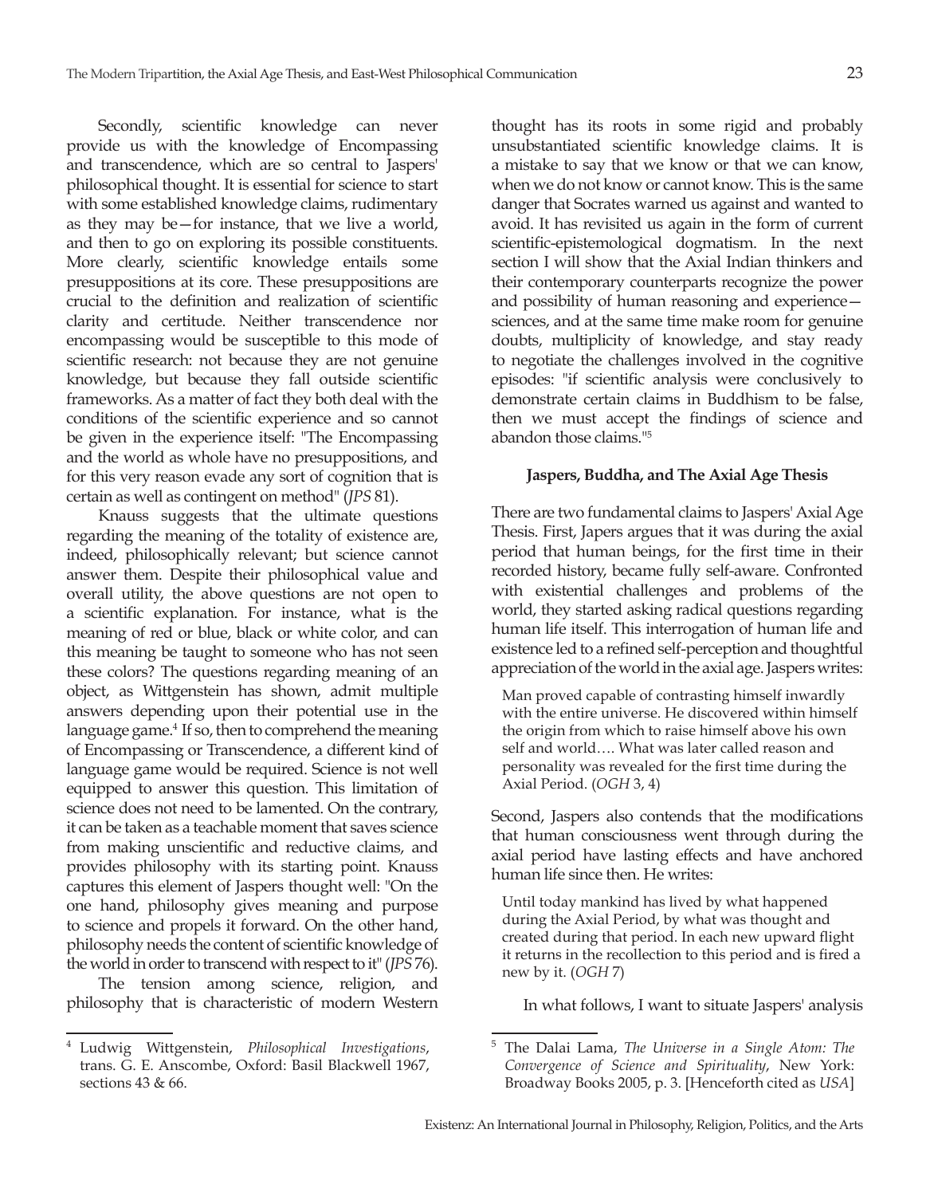Secondly, scientific knowledge can never provide us with the knowledge of Encompassing and transcendence, which are so central to Jaspers' philosophical thought. It is essential for science to start with some established knowledge claims, rudimentary as they may be—for instance, that we live a world, and then to go on exploring its possible constituents. More clearly, scientific knowledge entails some presuppositions at its core. These presuppositions are crucial to the definition and realization of scientific clarity and certitude. Neither transcendence nor encompassing would be susceptible to this mode of scientific research: not because they are not genuine knowledge, but because they fall outside scientific frameworks. As a matter of fact they both deal with the conditions of the scientific experience and so cannot be given in the experience itself: "The Encompassing and the world as whole have no presuppositions, and for this very reason evade any sort of cognition that is certain as well as contingent on method" (*JPS* 81).

Knauss suggests that the ultimate questions regarding the meaning of the totality of existence are, indeed, philosophically relevant; but science cannot answer them. Despite their philosophical value and overall utility, the above questions are not open to a scientific explanation. For instance, what is the meaning of red or blue, black or white color, and can this meaning be taught to someone who has not seen these colors? The questions regarding meaning of an object, as Wittgenstein has shown, admit multiple answers depending upon their potential use in the language game.[4] If so, then to comprehend the meaning of Encompassing or Transcendence, a different kind of language game would be required. Science is not well equipped to answer this question. This limitation of science does not need to be lamented. On the contrary, it can be taken as a teachable moment that saves science from making unscientific and reductive claims, and provides philosophy with its starting point. Knauss captures this element of Jaspers thought well: "On the one hand, philosophy gives meaning and purpose to science and propels it forward. On the other hand, philosophy needs the content of scientific knowledge of the world in order to transcend with respect to it" (*JPS* 76).

The tension among science, religion, and philosophy that is characteristic of modern Western thought has its roots in some rigid and probably unsubstantiated scientific knowledge claims. It is a mistake to say that we know or that we can know, when we do not know or cannot know. This is the same danger that Socrates warned us against and wanted to avoid. It has revisited us again in the form of current scientific-epistemological dogmatism. In the next section I will show that the Axial Indian thinkers and their contemporary counterparts recognize the power and possibility of human reasoning and experience—sciences, and at the same time make room for genuine doubts, multiplicity of knowledge, and stay ready to negotiate the challenges involved in the cognitive episodes: "if scientific analysis were conclusively to demonstrate certain claims in Buddhism to be false, then we must accept the findings of science and abandon those claims."[5]

### Jaspers, Buddha, and The Axial Age Thesis

There are two fundamental claims to Jaspers' Axial Age Thesis. First, Japers argues that it was during the axial period that human beings, for the first time in their recorded history, became fully self-aware. Confronted with existential challenges and problems of the world, they started asking radical questions regarding human life itself. This interrogation of human life and existence led to a refined self-perception and thoughtful appreciation of the world in the axial age. Jaspers writes:

> Man proved capable of contrasting himself inwardly with the entire universe. He discovered within himself the origin from which to raise himself above his own self and world…. What was later called reason and personality was revealed for the first time during the Axial Period. (*OGH* 3, 4)

Second, Jaspers also contends that the modifications that human consciousness went through during the axial period have lasting effects and have anchored human life since then. He writes:

> Until today mankind has lived by what happened during the Axial Period, by what was thought and created during that period. In each new upward flight it returns in the recollection to this period and is fired a new by it. (*OGH* 7)

In what follows, I want to situate Jaspers' analysis

---

[4] Ludwig Wittgenstein, *Philosophical Investigations*, trans. G. E. Anscombe, Oxford: Basil Blackwell 1967, sections 43 & 66.

[5] The Dalai Lama, *The Universe in a Single Atom: The Convergence of Science and Spirituality*, New York: Broadway Books 2005, p. 3. [Henceforth cited as *USA*]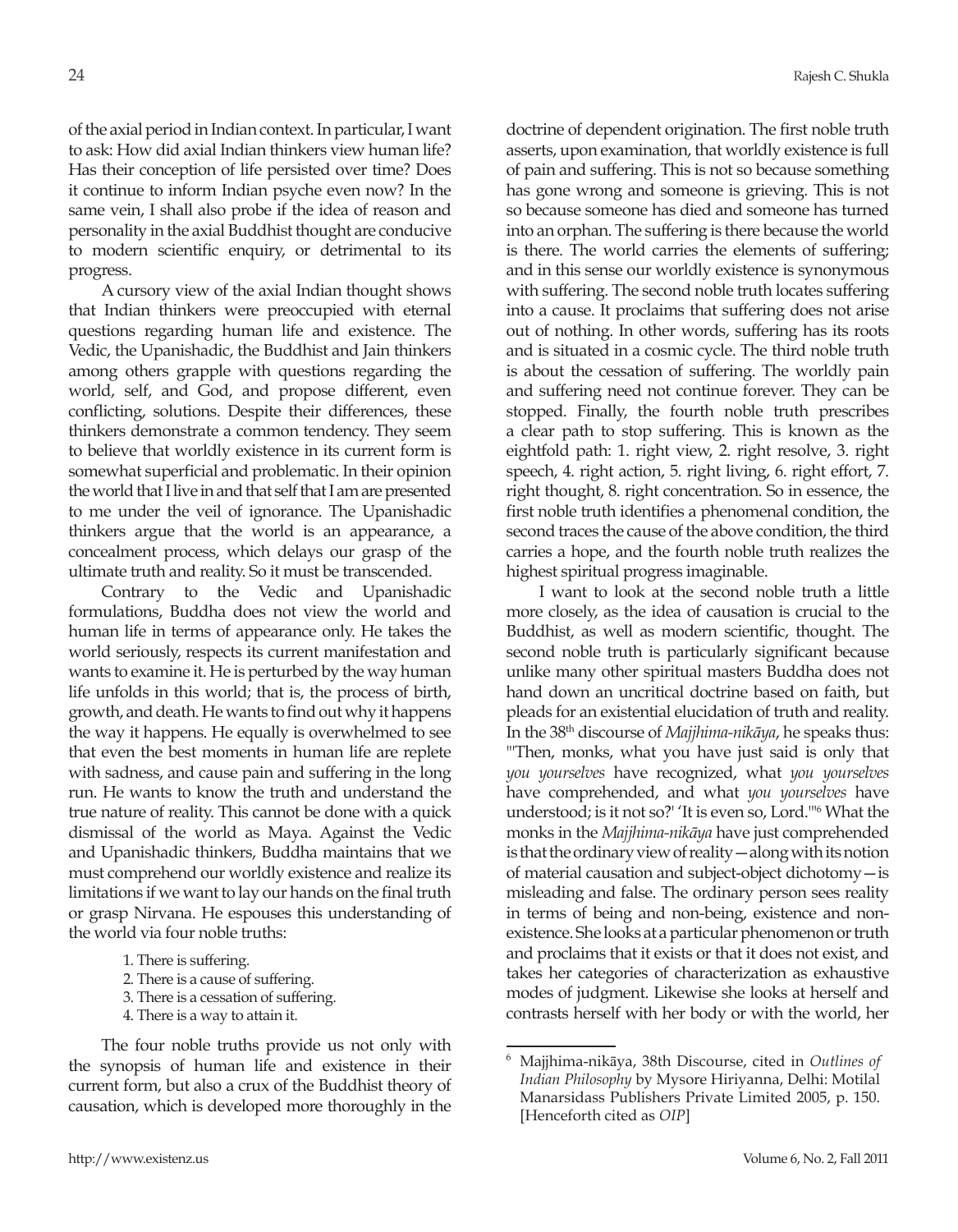of the axial period in Indian context. In particular, I want to ask: How did axial Indian thinkers view human life? Has their conception of life persisted over time? Does it continue to inform Indian psyche even now? In the same vein, I shall also probe if the idea of reason and personality in the axial Buddhist thought are conducive to modern scientific enquiry, or detrimental to its progress.

A cursory view of the axial Indian thought shows that Indian thinkers were preoccupied with eternal questions regarding human life and existence. The Vedic, the Upanishadic, the Buddhist and Jain thinkers among others grapple with questions regarding the world, self, and God, and propose different, even conflicting, solutions. Despite their differences, these thinkers demonstrate a common tendency. They seem to believe that worldly existence in its current form is somewhat superficial and problematic. In their opinion the world that I live in and that self that I am are presented to me under the veil of ignorance. The Upanishadic thinkers argue that the world is an appearance, a concealment process, which delays our grasp of the ultimate truth and reality. So it must be transcended.

Contrary to the Vedic and Upanishadic formulations, Buddha does not view the world and human life in terms of appearance only. He takes the world seriously, respects its current manifestation and wants to examine it. He is perturbed by the way human life unfolds in this world; that is, the process of birth, growth, and death. He wants to find out why it happens the way it happens. He equally is overwhelmed to see that even the best moments in human life are replete with sadness, and cause pain and suffering in the long run. He wants to know the truth and understand the true nature of reality. This cannot be done with a quick dismissal of the world as Maya. Against the Vedic and Upanishadic thinkers, Buddha maintains that we must comprehend our worldly existence and realize its limitations if we want to lay our hands on the final truth or grasp Nirvana. He espouses this understanding of the world via four noble truths:

1. There is suffering.
2. There is a cause of suffering.
3. There is a cessation of suffering.
4. There is a way to attain it.

The four noble truths provide us not only with the synopsis of human life and existence in their current form, but also a crux of the Buddhist theory of causation, which is developed more thoroughly in the doctrine of dependent origination. The first noble truth asserts, upon examination, that worldly existence is full of pain and suffering. This is not so because something has gone wrong and someone is grieving. This is not so because someone has died and someone has turned into an orphan. The suffering is there because the world is there. The world carries the elements of suffering; and in this sense our worldly existence is synonymous with suffering. The second noble truth locates suffering into a cause. It proclaims that suffering does not arise out of nothing. In other words, suffering has its roots and is situated in a cosmic cycle. The third noble truth is about the cessation of suffering. The worldly pain and suffering need not continue forever. They can be stopped. Finally, the fourth noble truth prescribes a clear path to stop suffering. This is known as the eightfold path: 1. right view, 2. right resolve, 3. right speech, 4. right action, 5. right living, 6. right effort, 7. right thought, 8. right concentration. So in essence, the first noble truth identifies a phenomenal condition, the second traces the cause of the above condition, the third carries a hope, and the fourth noble truth realizes the highest spiritual progress imaginable.

I want to look at the second noble truth a little more closely, as the idea of causation is crucial to the Buddhist, as well as modern scientific, thought. The second noble truth is particularly significant because unlike many other spiritual masters Buddha does not hand down an uncritical doctrine based on faith, but pleads for an existential elucidation of truth and reality. In the 38th discourse of *Majjhima-nikāya*, he speaks thus: "'Then, monks, what you have just said is only that *you yourselves* have recognized, what *you yourselves* have comprehended, and what *you yourselves* have understood; is it not so?' 'It is even so, Lord.'"[6] What the monks in the *Majjhima-nikāya* have just comprehended is that the ordinary view of reality—along with its notion of material causation and subject-object dichotomy—is misleading and false. The ordinary person sees reality in terms of being and non-being, existence and non-existence. She looks at a particular phenomenon or truth and proclaims that it exists or that it does not exist, and takes her categories of characterization as exhaustive modes of judgment. Likewise she looks at herself and contrasts herself with her body or with the world, her

---

[6] Majjhima-nikāya, 38th Discourse, cited in *Outlines of Indian Philosophy* by Mysore Hiriyanna, Delhi: Motilal Manarsidass Publishers Private Limited 2005, p. 150. [Henceforth cited as *OIP*]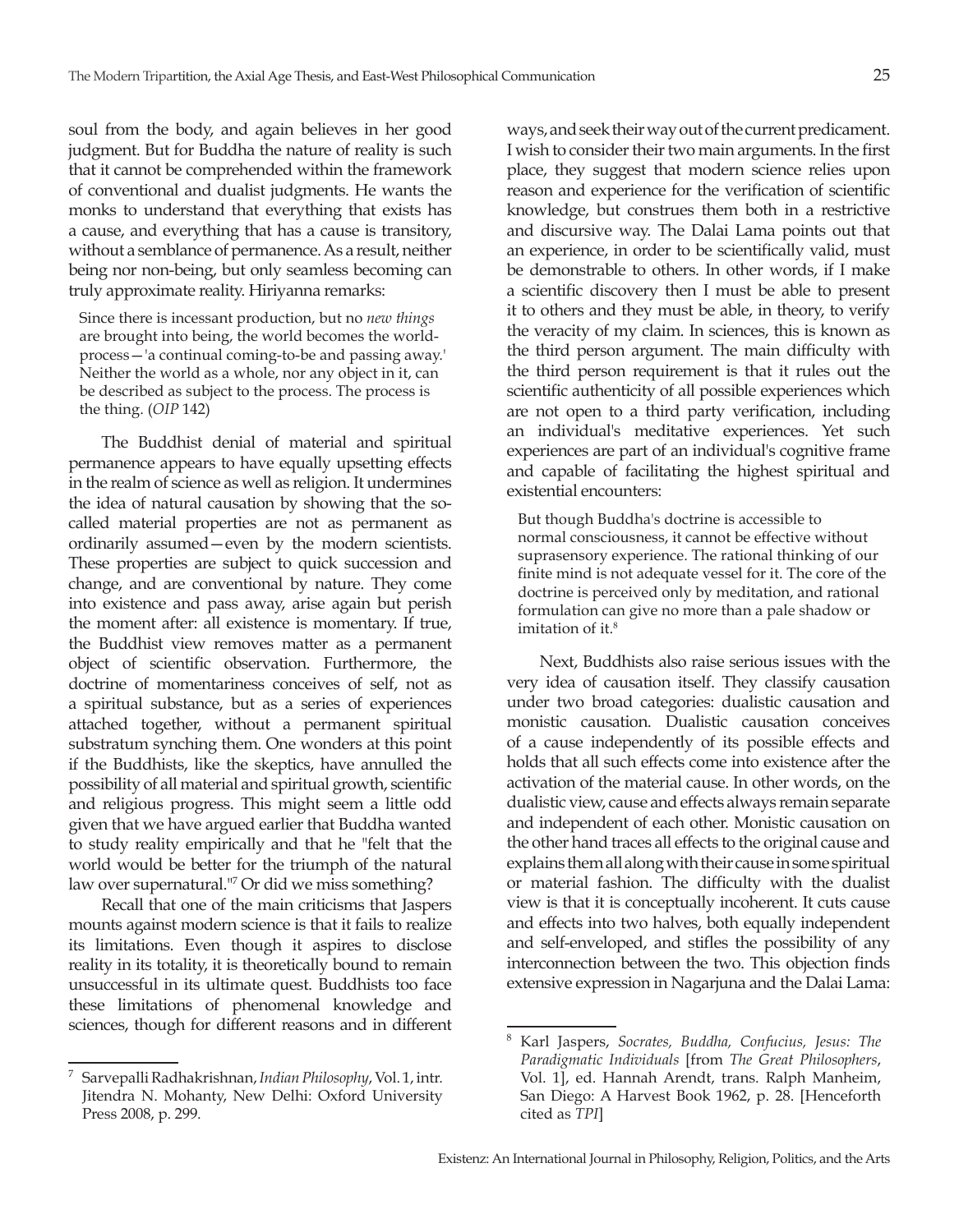soul from the body, and again believes in her good judgment. But for Buddha the nature of reality is such that it cannot be comprehended within the framework of conventional and dualist judgments. He wants the monks to understand that everything that exists has a cause, and everything that has a cause is transitory, without a semblance of permanence. As a result, neither being nor non-being, but only seamless becoming can truly approximate reality. Hiriyanna remarks:

> Since there is incessant production, but no *new things* are brought into being, the world becomes the world-process—'a continual coming-to-be and passing away.' Neither the world as a whole, nor any object in it, can be described as subject to the process. The process is the thing. (*OIP* 142)

The Buddhist denial of material and spiritual permanence appears to have equally upsetting effects in the realm of science as well as religion. It undermines the idea of natural causation by showing that the so-called material properties are not as permanent as ordinarily assumed—even by the modern scientists. These properties are subject to quick succession and change, and are conventional by nature. They come into existence and pass away, arise again but perish the moment after: all existence is momentary. If true, the Buddhist view removes matter as a permanent object of scientific observation. Furthermore, the doctrine of momentariness conceives of self, not as a spiritual substance, but as a series of experiences attached together, without a permanent spiritual substratum synching them. One wonders at this point if the Buddhists, like the skeptics, have annulled the possibility of all material and spiritual growth, scientific and religious progress. This might seem a little odd given that we have argued earlier that Buddha wanted to study reality empirically and that he "felt that the world would be better for the triumph of the natural law over supernatural."[7] Or did we miss something?

Recall that one of the main criticisms that Jaspers mounts against modern science is that it fails to realize its limitations. Even though it aspires to disclose reality in its totality, it is theoretically bound to remain unsuccessful in its ultimate quest. Buddhists too face these limitations of phenomenal knowledge and sciences, though for different reasons and in different ways, and seek their way out of the current predicament. I wish to consider their two main arguments. In the first place, they suggest that modern science relies upon reason and experience for the verification of scientific knowledge, but construes them both in a restrictive and discursive way. The Dalai Lama points out that an experience, in order to be scientifically valid, must be demonstrable to others. In other words, if I make a scientific discovery then I must be able to present it to others and they must be able, in theory, to verify the veracity of my claim. In sciences, this is known as the third person argument. The main difficulty with the third person requirement is that it rules out the scientific authenticity of all possible experiences which are not open to a third party verification, including an individual's meditative experiences. Yet such experiences are part of an individual's cognitive frame and capable of facilitating the highest spiritual and existential encounters:

> But though Buddha's doctrine is accessible to normal consciousness, it cannot be effective without suprasensory experience. The rational thinking of our finite mind is not adequate vessel for it. The core of the doctrine is perceived only by meditation, and rational formulation can give no more than a pale shadow or imitation of it.[8]

Next, Buddhists also raise serious issues with the very idea of causation itself. They classify causation under two broad categories: dualistic causation and monistic causation. Dualistic causation conceives of a cause independently of its possible effects and holds that all such effects come into existence after the activation of the material cause. In other words, on the dualistic view, cause and effects always remain separate and independent of each other. Monistic causation on the other hand traces all effects to the original cause and explains them all along with their cause in some spiritual or material fashion. The difficulty with the dualist view is that it is conceptually incoherent. It cuts cause and effects into two halves, both equally independent and self-enveloped, and stifles the possibility of any interconnection between the two. This objection finds extensive expression in Nagarjuna and the Dalai Lama:

---

[7] Sarvepalli Radhakrishnan, *Indian Philosophy*, Vol. 1, intr. Jitendra N. Mohanty, New Delhi: Oxford University Press 2008, p. 299.

[8] Karl Jaspers, *Socrates, Buddha, Confucius, Jesus: The Paradigmatic Individuals* [from *The Great Philosophers*, Vol. 1], ed. Hannah Arendt, trans. Ralph Manheim, San Diego: A Harvest Book 1962, p. 28. [Henceforth cited as *TPI*]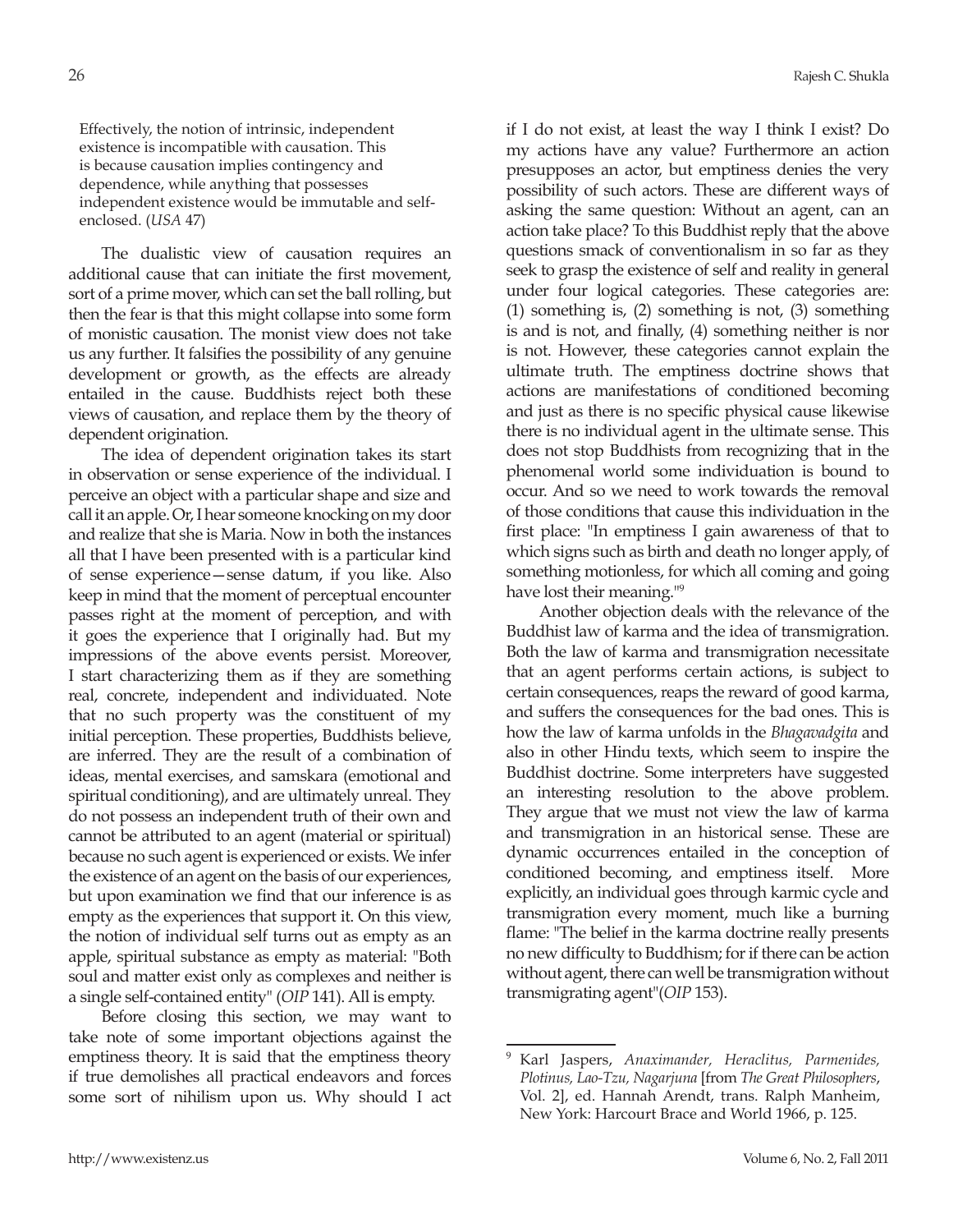> Effectively, the notion of intrinsic, independent existence is incompatible with causation. This is because causation implies contingency and dependence, while anything that possesses independent existence would be immutable and self-enclosed. (*USA* 47)

The dualistic view of causation requires an additional cause that can initiate the first movement, sort of a prime mover, which can set the ball rolling, but then the fear is that this might collapse into some form of monistic causation. The monist view does not take us any further. It falsifies the possibility of any genuine development or growth, as the effects are already entailed in the cause. Buddhists reject both these views of causation, and replace them by the theory of dependent origination.

The idea of dependent origination takes its start in observation or sense experience of the individual. I perceive an object with a particular shape and size and call it an apple. Or, I hear someone knocking on my door and realize that she is Maria. Now in both the instances all that I have been presented with is a particular kind of sense experience—sense datum, if you like. Also keep in mind that the moment of perceptual encounter passes right at the moment of perception, and with it goes the experience that I originally had. But my impressions of the above events persist. Moreover, I start characterizing them as if they are something real, concrete, independent and individuated. Note that no such property was the constituent of my initial perception. These properties, Buddhists believe, are inferred. They are the result of a combination of ideas, mental exercises, and samskara (emotional and spiritual conditioning), and are ultimately unreal. They do not possess an independent truth of their own and cannot be attributed to an agent (material or spiritual) because no such agent is experienced or exists. We infer the existence of an agent on the basis of our experiences, but upon examination we find that our inference is as empty as the experiences that support it. On this view, the notion of individual self turns out as empty as an apple, spiritual substance as empty as material: "Both soul and matter exist only as complexes and neither is a single self-contained entity" (*OIP* 141). All is empty.

Before closing this section, we may want to take note of some important objections against the emptiness theory. It is said that the emptiness theory if true demolishes all practical endeavors and forces some sort of nihilism upon us. Why should I act if I do not exist, at least the way I think I exist? Do my actions have any value? Furthermore an action presupposes an actor, but emptiness denies the very possibility of such actors. These are different ways of asking the same question: Without an agent, can an action take place? To this Buddhist reply that the above questions smack of conventionalism in so far as they seek to grasp the existence of self and reality in general under four logical categories. These categories are: (1) something is, (2) something is not, (3) something is and is not, and finally, (4) something neither is nor is not. However, these categories cannot explain the ultimate truth. The emptiness doctrine shows that actions are manifestations of conditioned becoming and just as there is no specific physical cause likewise there is no individual agent in the ultimate sense. This does not stop Buddhists from recognizing that in the phenomenal world some individuation is bound to occur. And so we need to work towards the removal of those conditions that cause this individuation in the first place: "In emptiness I gain awareness of that to which signs such as birth and death no longer apply, of something motionless, for which all coming and going have lost their meaning."[9]

Another objection deals with the relevance of the Buddhist law of karma and the idea of transmigration. Both the law of karma and transmigration necessitate that an agent performs certain actions, is subject to certain consequences, reaps the reward of good karma, and suffers the consequences for the bad ones. This is how the law of karma unfolds in the *Bhagavadgita* and also in other Hindu texts, which seem to inspire the Buddhist doctrine. Some interpreters have suggested an interesting resolution to the above problem. They argue that we must not view the law of karma and transmigration in an historical sense. These are dynamic occurrences entailed in the conception of conditioned becoming, and emptiness itself. More explicitly, an individual goes through karmic cycle and transmigration every moment, much like a burning flame: "The belief in the karma doctrine really presents no new difficulty to Buddhism; for if there can be action without agent, there can well be transmigration without transmigrating agent"(*OIP* 153).

---

[9] Karl Jaspers, *Anaximander, Heraclitus, Parmenides, Plotinus, Lao-Tzu, Nagarjuna* [from *The Great Philosophers*, Vol. 2], ed. Hannah Arendt, trans. Ralph Manheim, New York: Harcourt Brace and World 1966, p. 125.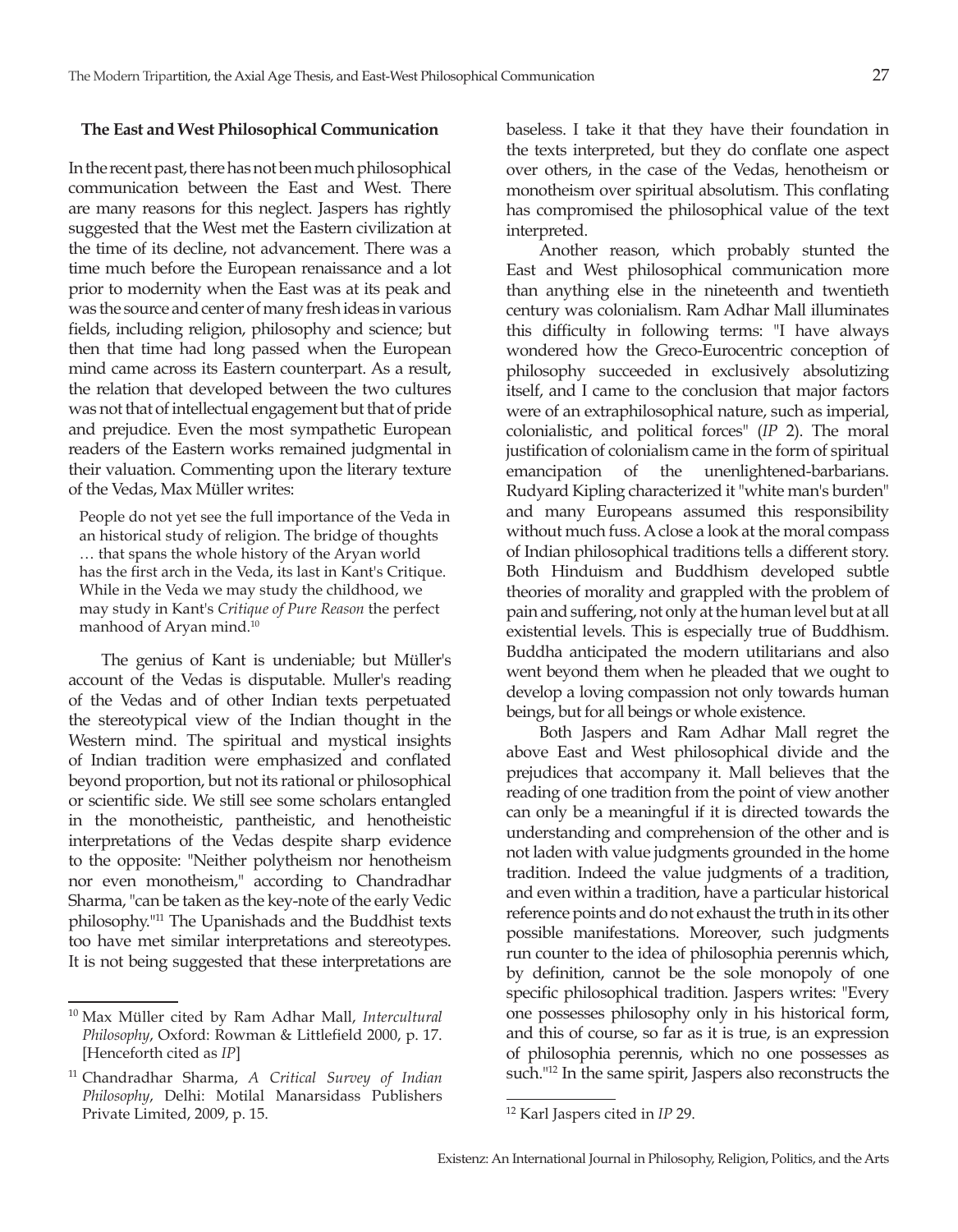### The East and West Philosophical Communication

In the recent past, there has not been much philosophical communication between the East and West. There are many reasons for this neglect. Jaspers has rightly suggested that the West met the Eastern civilization at the time of its decline, not advancement. There was a time much before the European renaissance and a lot prior to modernity when the East was at its peak and was the source and center of many fresh ideas in various fields, including religion, philosophy and science; but then that time had long passed when the European mind came across its Eastern counterpart. As a result, the relation that developed between the two cultures was not that of intellectual engagement but that of pride and prejudice. Even the most sympathetic European readers of the Eastern works remained judgmental in their valuation. Commenting upon the literary texture of the Vedas, Max Müller writes:

> People do not yet see the full importance of the Veda in an historical study of religion. The bridge of thoughts … that spans the whole history of the Aryan world has the first arch in the Veda, its last in Kant's Critique. While in the Veda we may study the childhood, we may study in Kant's *Critique of Pure Reason* the perfect manhood of Aryan mind.[10]

The genius of Kant is undeniable; but Müller's account of the Vedas is disputable. Muller's reading of the Vedas and of other Indian texts perpetuated the stereotypical view of the Indian thought in the Western mind. The spiritual and mystical insights of Indian tradition were emphasized and conflated beyond proportion, but not its rational or philosophical or scientific side. We still see some scholars entangled in the monotheistic, pantheistic, and henotheistic interpretations of the Vedas despite sharp evidence to the opposite: "Neither polytheism nor henotheism nor even monotheism," according to Chandradhar Sharma, "can be taken as the key-note of the early Vedic philosophy."[11] The Upanishads and the Buddhist texts too have met similar interpretations and stereotypes. It is not being suggested that these interpretations are baseless. I take it that they have their foundation in the texts interpreted, but they do conflate one aspect over others, in the case of the Vedas, henotheism or monotheism over spiritual absolutism. This conflating has compromised the philosophical value of the text interpreted.

Another reason, which probably stunted the East and West philosophical communication more than anything else in the nineteenth and twentieth century was colonialism. Ram Adhar Mall illuminates this difficulty in following terms: "I have always wondered how the Greco-Eurocentric conception of philosophy succeeded in exclusively absolutizing itself, and I came to the conclusion that major factors were of an extraphilosophical nature, such as imperial, colonialistic, and political forces" (*IP* 2). The moral justification of colonialism came in the form of spiritual emancipation of the unenlightened-barbarians. Rudyard Kipling characterized it "white man's burden" and many Europeans assumed this responsibility without much fuss. A close a look at the moral compass of Indian philosophical traditions tells a different story. Both Hinduism and Buddhism developed subtle theories of morality and grappled with the problem of pain and suffering, not only at the human level but at all existential levels. This is especially true of Buddhism. Buddha anticipated the modern utilitarians and also went beyond them when he pleaded that we ought to develop a loving compassion not only towards human beings, but for all beings or whole existence.

Both Jaspers and Ram Adhar Mall regret the above East and West philosophical divide and the prejudices that accompany it. Mall believes that the reading of one tradition from the point of view another can only be a meaningful if it is directed towards the understanding and comprehension of the other and is not laden with value judgments grounded in the home tradition. Indeed the value judgments of a tradition, and even within a tradition, have a particular historical reference points and do not exhaust the truth in its other possible manifestations. Moreover, such judgments run counter to the idea of philosophia perennis which, by definition, cannot be the sole monopoly of one specific philosophical tradition. Jaspers writes: "Every one possesses philosophy only in his historical form, and this of course, so far as it is true, is an expression of philosophia perennis, which no one possesses as such."[12] In the same spirit, Jaspers also reconstructs the

---

[10] Max Müller cited by Ram Adhar Mall, *Intercultural Philosophy*, Oxford: Rowman & Littlefield 2000, p. 17. [Henceforth cited as *IP*]

[11] Chandradhar Sharma, *A Critical Survey of Indian Philosophy*, Delhi: Motilal Manarsidass Publishers Private Limited, 2009, p. 15.

[12] Karl Jaspers cited in *IP* 29.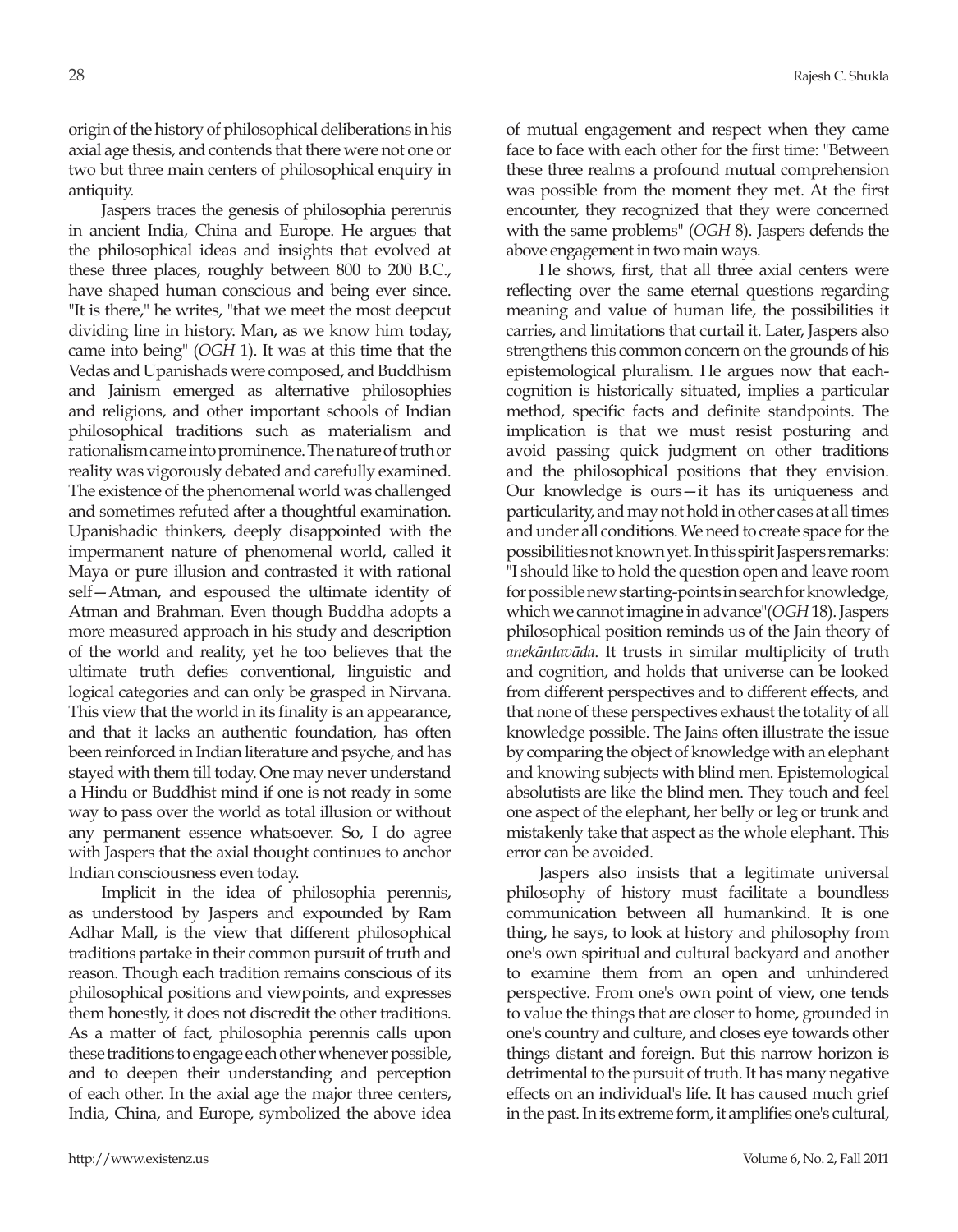origin of the history of philosophical deliberations in his axial age thesis, and contends that there were not one or two but three main centers of philosophical enquiry in antiquity.

Jaspers traces the genesis of philosophia perennis in ancient India, China and Europe. He argues that the philosophical ideas and insights that evolved at these three places, roughly between 800 to 200 B.C., have shaped human conscious and being ever since. "It is there," he writes, "that we meet the most deepcut dividing line in history. Man, as we know him today, came into being" (*OGH* 1). It was at this time that the Vedas and Upanishads were composed, and Buddhism and Jainism emerged as alternative philosophies and religions, and other important schools of Indian philosophical traditions such as materialism and rationalism came into prominence. The nature of truth or reality was vigorously debated and carefully examined. The existence of the phenomenal world was challenged and sometimes refuted after a thoughtful examination. Upanishadic thinkers, deeply disappointed with the impermanent nature of phenomenal world, called it Maya or pure illusion and contrasted it with rational self—Atman, and espoused the ultimate identity of Atman and Brahman. Even though Buddha adopts a more measured approach in his study and description of the world and reality, yet he too believes that the ultimate truth defies conventional, linguistic and logical categories and can only be grasped in Nirvana. This view that the world in its finality is an appearance, and that it lacks an authentic foundation, has often been reinforced in Indian literature and psyche, and has stayed with them till today. One may never understand a Hindu or Buddhist mind if one is not ready in some way to pass over the world as total illusion or without any permanent essence whatsoever. So, I do agree with Jaspers that the axial thought continues to anchor Indian consciousness even today.

Implicit in the idea of philosophia perennis, as understood by Jaspers and expounded by Ram Adhar Mall, is the view that different philosophical traditions partake in their common pursuit of truth and reason. Though each tradition remains conscious of its philosophical positions and viewpoints, and expresses them honestly, it does not discredit the other traditions. As a matter of fact, philosophia perennis calls upon these traditions to engage each other whenever possible, and to deepen their understanding and perception of each other. In the axial age the major three centers, India, China, and Europe, symbolized the above idea of mutual engagement and respect when they came face to face with each other for the first time: "Between these three realms a profound mutual comprehension was possible from the moment they met. At the first encounter, they recognized that they were concerned with the same problems" (*OGH* 8). Jaspers defends the above engagement in two main ways.

He shows, first, that all three axial centers were reflecting over the same eternal questions regarding meaning and value of human life, the possibilities it carries, and limitations that curtail it. Later, Jaspers also strengthens this common concern on the grounds of his epistemological pluralism. He argues now that each-cognition is historically situated, implies a particular method, specific facts and definite standpoints. The implication is that we must resist posturing and avoid passing quick judgment on other traditions and the philosophical positions that they envision. Our knowledge is ours—it has its uniqueness and particularity, and may not hold in other cases at all times and under all conditions. We need to create space for the possibilities not known yet. In this spirit Jaspers remarks: "I should like to hold the question open and leave room for possible new starting-points in search for knowledge, which we cannot imagine in advance"(*OGH* 18). Jaspers philosophical position reminds us of the Jain theory of *anekāntavāda*. It trusts in similar multiplicity of truth and cognition, and holds that universe can be looked from different perspectives and to different effects, and that none of these perspectives exhaust the totality of all knowledge possible. The Jains often illustrate the issue by comparing the object of knowledge with an elephant and knowing subjects with blind men. Epistemological absolutists are like the blind men. They touch and feel one aspect of the elephant, her belly or leg or trunk and mistakenly take that aspect as the whole elephant. This error can be avoided.

Jaspers also insists that a legitimate universal philosophy of history must facilitate a boundless communication between all humankind. It is one thing, he says, to look at history and philosophy from one's own spiritual and cultural backyard and another to examine them from an open and unhindered perspective. From one's own point of view, one tends to value the things that are closer to home, grounded in one's country and culture, and closes eye towards other things distant and foreign. But this narrow horizon is detrimental to the pursuit of truth. It has many negative effects on an individual's life. It has caused much grief in the past. In its extreme form, it amplifies one's cultural,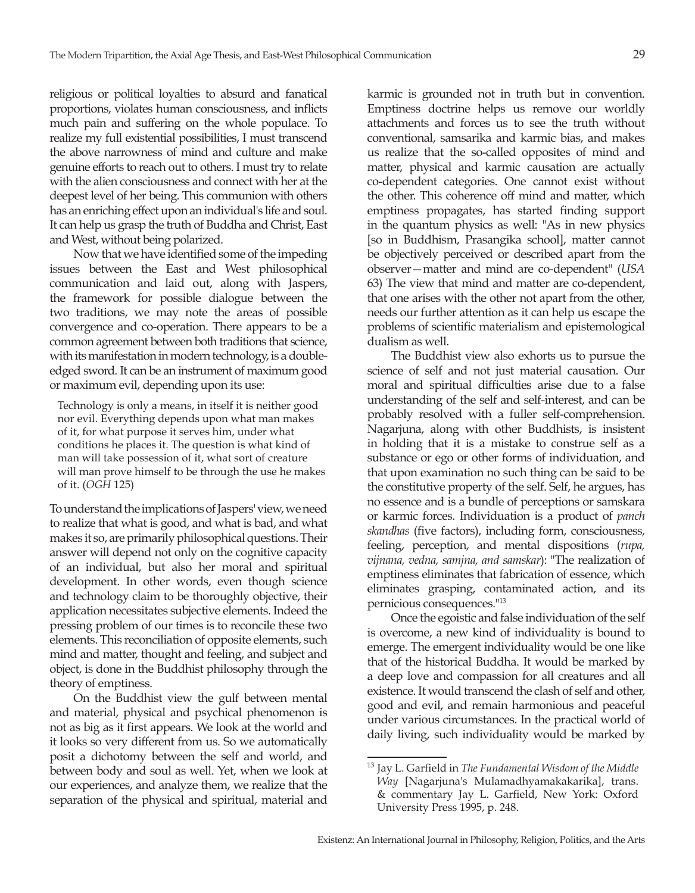religious or political loyalties to absurd and fanatical proportions, violates human consciousness, and inflicts much pain and suffering on the whole populace. To realize my full existential possibilities, I must transcend the above narrowness of mind and culture and make genuine efforts to reach out to others. I must try to relate with the alien consciousness and connect with her at the deepest level of her being. This communion with others has an enriching effect upon an individual's life and soul. It can help us grasp the truth of Buddha and Christ, East and West, without being polarized.

Now that we have identified some of the impeding issues between the East and West philosophical communication and laid out, along with Jaspers, the framework for possible dialogue between the two traditions, we may note the areas of possible convergence and co-operation. There appears to be a common agreement between both traditions that science, with its manifestation in modern technology, is a double-edged sword. It can be an instrument of maximum good or maximum evil, depending upon its use:

> Technology is only a means, in itself it is neither good nor evil. Everything depends upon what man makes of it, for what purpose it serves him, under what conditions he places it. The question is what kind of man will take possession of it, what sort of creature will man prove himself to be through the use he makes of it. (*OGH* 125)

To understand the implications of Jaspers' view, we need to realize that what is good, and what is bad, and what makes it so, are primarily philosophical questions. Their answer will depend not only on the cognitive capacity of an individual, but also her moral and spiritual development. In other words, even though science and technology claim to be thoroughly objective, their application necessitates subjective elements. Indeed the pressing problem of our times is to reconcile these two elements. This reconciliation of opposite elements, such mind and matter, thought and feeling, and subject and object, is done in the Buddhist philosophy through the theory of emptiness.

On the Buddhist view the gulf between mental and material, physical and psychical phenomenon is not as big as it first appears. We look at the world and it looks so very different from us. So we automatically posit a dichotomy between the self and world, and between body and soul as well. Yet, when we look at our experiences, and analyze them, we realize that the separation of the physical and spiritual, material and karmic is grounded not in truth but in convention. Emptiness doctrine helps us remove our worldly attachments and forces us to see the truth without conventional, samsarika and karmic bias, and makes us realize that the so-called opposites of mind and matter, physical and karmic causation are actually co-dependent categories. One cannot exist without the other. This coherence off mind and matter, which emptiness propagates, has started finding support in the quantum physics as well: "As in new physics [so in Buddhism, Prasangika school], matter cannot be objectively perceived or described apart from the observer—matter and mind are co-dependent" (*USA* 63) The view that mind and matter are co-dependent, that one arises with the other not apart from the other, needs our further attention as it can help us escape the problems of scientific materialism and epistemological dualism as well.

The Buddhist view also exhorts us to pursue the science of self and not just material causation. Our moral and spiritual difficulties arise due to a false understanding of the self and self-interest, and can be probably resolved with a fuller self-comprehension. Nagarjuna, along with other Buddhists, is insistent in holding that it is a mistake to construe self as a substance or ego or other forms of individuation, and that upon examination no such thing can be said to be the constitutive property of the self. Self, he argues, has no essence and is a bundle of perceptions or samskara or karmic forces. Individuation is a product of *panch skandhas* (five factors), including form, consciousness, feeling, perception, and mental dispositions (*rupa, vijnana, vedna, samjna, and samskar*): "The realization of emptiness eliminates that fabrication of essence, which eliminates grasping, contaminated action, and its pernicious consequences."[13]

Once the egoistic and false individuation of the self is overcome, a new kind of individuality is bound to emerge. The emergent individuality would be one like that of the historical Buddha. It would be marked by a deep love and compassion for all creatures and all existence. It would transcend the clash of self and other, good and evil, and remain harmonious and peaceful under various circumstances. In the practical world of daily living, such individuality would be marked by

---

[13] Jay L. Garfield in *The Fundamental Wisdom of the Middle Way* [Nagarjuna's Mulamadhyamakakarika], trans. & commentary Jay L. Garfield, New York: Oxford University Press 1995, p. 248.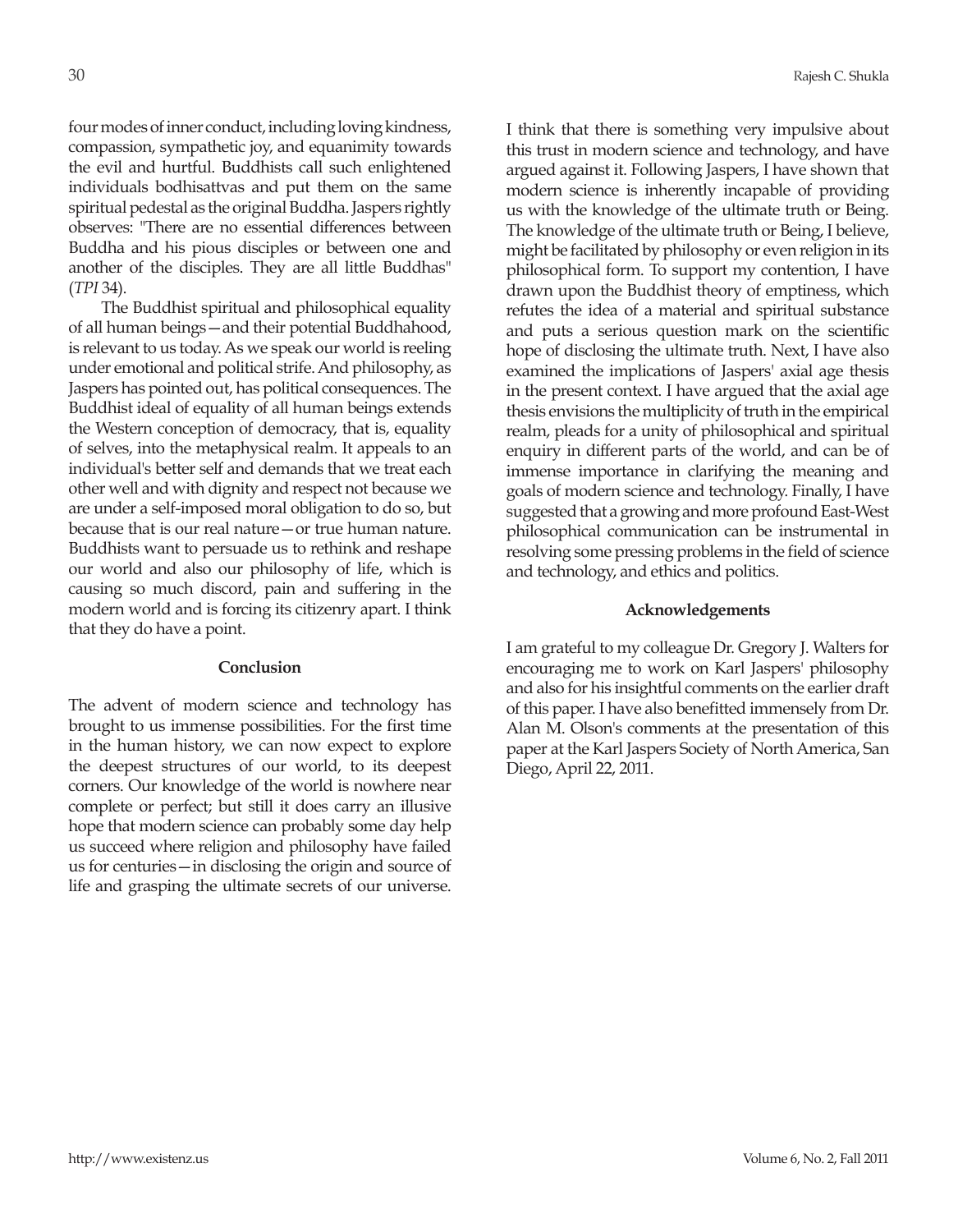four modes of inner conduct, including loving kindness, compassion, sympathetic joy, and equanimity towards the evil and hurtful. Buddhists call such enlightened individuals bodhisattvas and put them on the same spiritual pedestal as the original Buddha. Jaspers rightly observes: "There are no essential differences between Buddha and his pious disciples or between one and another of the disciples. They are all little Buddhas" (*TPI* 34).

The Buddhist spiritual and philosophical equality of all human beings—and their potential Buddhahood, is relevant to us today. As we speak our world is reeling under emotional and political strife. And philosophy, as Jaspers has pointed out, has political consequences. The Buddhist ideal of equality of all human beings extends the Western conception of democracy, that is, equality of selves, into the metaphysical realm. It appeals to an individual's better self and demands that we treat each other well and with dignity and respect not because we are under a self-imposed moral obligation to do so, but because that is our real nature—or true human nature. Buddhists want to persuade us to rethink and reshape our world and also our philosophy of life, which is causing so much discord, pain and suffering in the modern world and is forcing its citizenry apart. I think that they do have a point.

### Conclusion

The advent of modern science and technology has brought to us immense possibilities. For the first time in the human history, we can now expect to explore the deepest structures of our world, to its deepest corners. Our knowledge of the world is nowhere near complete or perfect; but still it does carry an illusive hope that modern science can probably some day help us succeed where religion and philosophy have failed us for centuries—in disclosing the origin and source of life and grasping the ultimate secrets of our universe. I think that there is something very impulsive about this trust in modern science and technology, and have argued against it. Following Jaspers, I have shown that modern science is inherently incapable of providing us with the knowledge of the ultimate truth or Being. The knowledge of the ultimate truth or Being, I believe, might be facilitated by philosophy or even religion in its philosophical form. To support my contention, I have drawn upon the Buddhist theory of emptiness, which refutes the idea of a material and spiritual substance and puts a serious question mark on the scientific hope of disclosing the ultimate truth. Next, I have also examined the implications of Jaspers' axial age thesis in the present context. I have argued that the axial age thesis envisions the multiplicity of truth in the empirical realm, pleads for a unity of philosophical and spiritual enquiry in different parts of the world, and can be of immense importance in clarifying the meaning and goals of modern science and technology. Finally, I have suggested that a growing and more profound East-West philosophical communication can be instrumental in resolving some pressing problems in the field of science and technology, and ethics and politics.

### Acknowledgements

I am grateful to my colleague Dr. Gregory J. Walters for encouraging me to work on Karl Jaspers' philosophy and also for his insightful comments on the earlier draft of this paper. I have also benefitted immensely from Dr. Alan M. Olson's comments at the presentation of this paper at the Karl Jaspers Society of North America, San Diego, April 22, 2011.